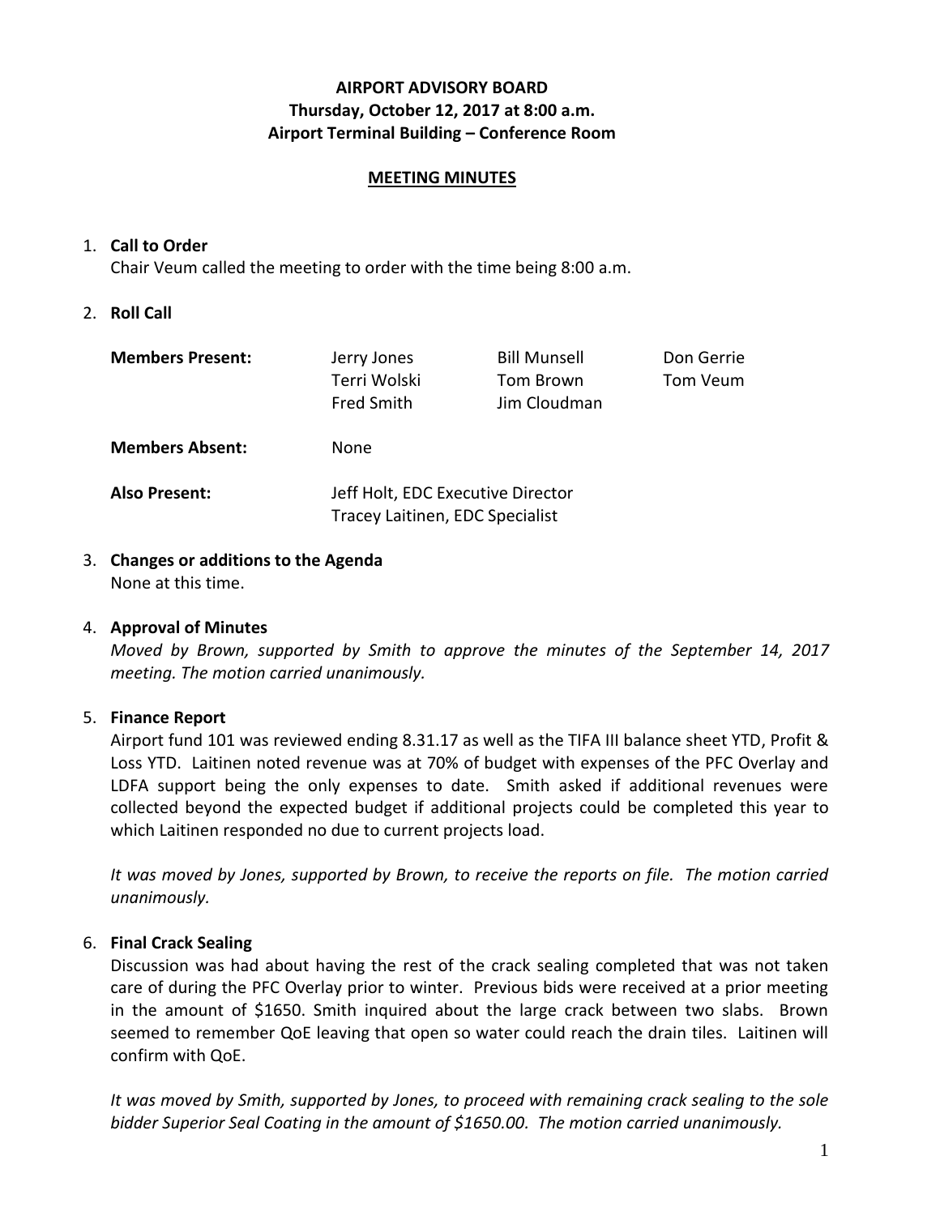**AIRPORT ADVISORY BOARD**
**Thursday, October 12, 2017 at 8:00 a.m.**
**Airport Terminal Building – Conference Room**

**MEETING MINUTES**

1. **Call to Order**
   Chair Veum called the meeting to order with the time being 8:00 a.m.

2. **Roll Call**

| | | | |
|---|---|---|---|
| **Members Present:** | Jerry Jones | Bill Munsell | Don Gerrie |
| | Terri Wolski | Tom Brown | Tom Veum |
| | Fred Smith | Jim Cloudman | |
| **Members Absent:** | None | | |
| **Also Present:** | Jeff Holt, EDC Executive Director | | |
| | Tracey Laitinen, EDC Specialist | | |

3. **Changes or additions to the Agenda**
   None at this time.

4. **Approval of Minutes**
   *Moved by Brown, supported by Smith to approve the minutes of the September 14, 2017 meeting. The motion carried unanimously.*

5. **Finance Report**
   Airport fund 101 was reviewed ending 8.31.17 as well as the TIFA III balance sheet YTD, Profit & Loss YTD. Laitinen noted revenue was at 70% of budget with expenses of the PFC Overlay and LDFA support being the only expenses to date. Smith asked if additional revenues were collected beyond the expected budget if additional projects could be completed this year to which Laitinen responded no due to current projects load.

   *It was moved by Jones, supported by Brown, to receive the reports on file. The motion carried unanimously.*

6. **Final Crack Sealing**
   Discussion was had about having the rest of the crack sealing completed that was not taken care of during the PFC Overlay prior to winter. Previous bids were received at a prior meeting in the amount of $1650. Smith inquired about the large crack between two slabs. Brown seemed to remember QoE leaving that open so water could reach the drain tiles. Laitinen will confirm with QoE.

   *It was moved by Smith, supported by Jones, to proceed with remaining crack sealing to the sole bidder Superior Seal Coating in the amount of $1650.00. The motion carried unanimously.*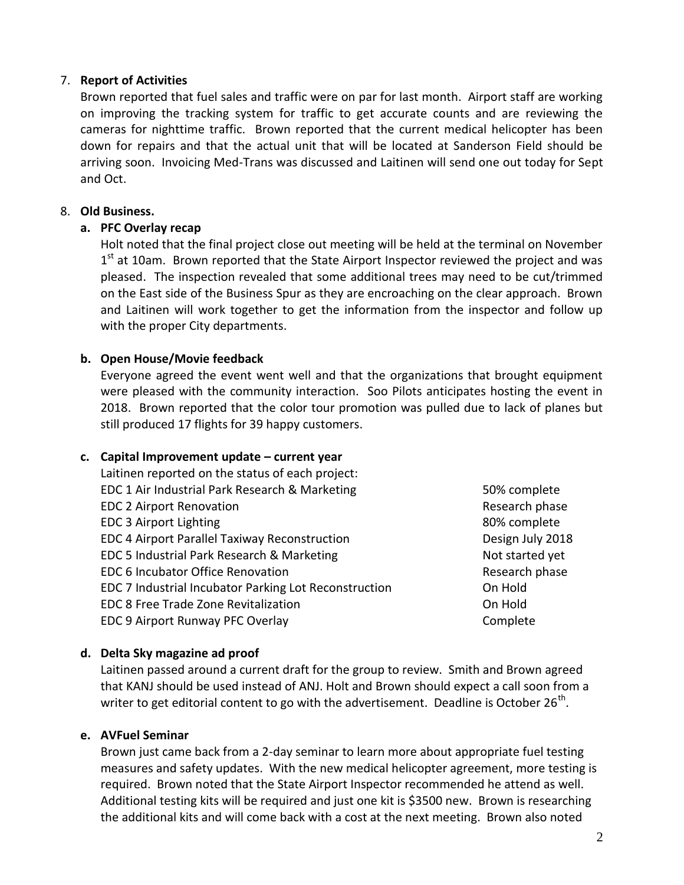7. **Report of Activities**

   Brown reported that fuel sales and traffic were on par for last month. Airport staff are working on improving the tracking system for traffic to get accurate counts and are reviewing the cameras for nighttime traffic. Brown reported that the current medical helicopter has been down for repairs and that the actual unit that will be located at Sanderson Field should be arriving soon. Invoicing Med-Trans was discussed and Laitinen will send one out today for Sept and Oct.

8. **Old Business.**

   **a. PFC Overlay recap**

   Holt noted that the final project close out meeting will be held at the terminal on November 1st at 10am. Brown reported that the State Airport Inspector reviewed the project and was pleased. The inspection revealed that some additional trees may need to be cut/trimmed on the East side of the Business Spur as they are encroaching on the clear approach. Brown and Laitinen will work together to get the information from the inspector and follow up with the proper City departments.

   **b. Open House/Movie feedback**

   Everyone agreed the event went well and that the organizations that brought equipment were pleased with the community interaction. Soo Pilots anticipates hosting the event in 2018. Brown reported that the color tour promotion was pulled due to lack of planes but still produced 17 flights for 39 happy customers.

   **c. Capital Improvement update – current year**

   Laitinen reported on the status of each project:

   | Project | Status |
   |---|---|
   | EDC 1 Air Industrial Park Research & Marketing | 50% complete |
   | EDC 2 Airport Renovation | Research phase |
   | EDC 3 Airport Lighting | 80% complete |
   | EDC 4 Airport Parallel Taxiway Reconstruction | Design July 2018 |
   | EDC 5 Industrial Park Research & Marketing | Not started yet |
   | EDC 6 Incubator Office Renovation | Research phase |
   | EDC 7 Industrial Incubator Parking Lot Reconstruction | On Hold |
   | EDC 8 Free Trade Zone Revitalization | On Hold |
   | EDC 9 Airport Runway PFC Overlay | Complete |

   **d. Delta Sky magazine ad proof**

   Laitinen passed around a current draft for the group to review. Smith and Brown agreed that KANJ should be used instead of ANJ. Holt and Brown should expect a call soon from a writer to get editorial content to go with the advertisement. Deadline is October 26th.

   **e. AVFuel Seminar**

   Brown just came back from a 2-day seminar to learn more about appropriate fuel testing measures and safety updates. With the new medical helicopter agreement, more testing is required. Brown noted that the State Airport Inspector recommended he attend as well. Additional testing kits will be required and just one kit is $3500 new. Brown is researching the additional kits and will come back with a cost at the next meeting. Brown also noted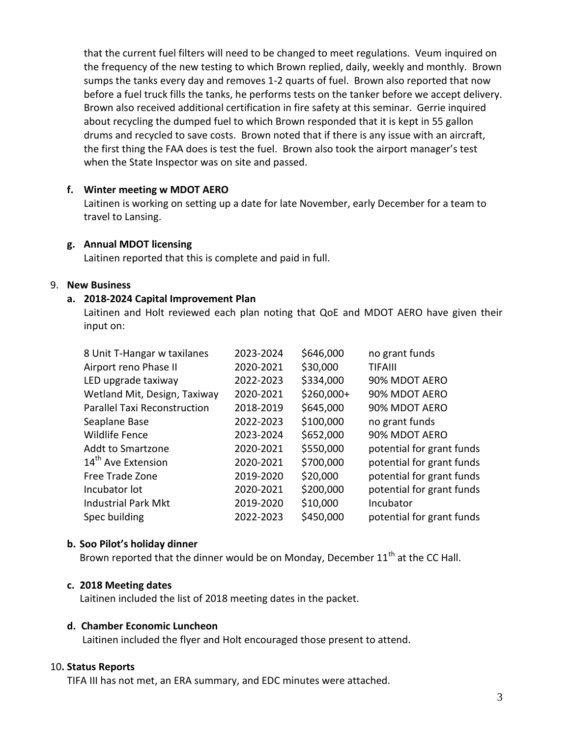that the current fuel filters will need to be changed to meet regulations. Veum inquired on the frequency of the new testing to which Brown replied, daily, weekly and monthly. Brown sumps the tanks every day and removes 1-2 quarts of fuel. Brown also reported that now before a fuel truck fills the tanks, he performs tests on the tanker before we accept delivery. Brown also received additional certification in fire safety at this seminar. Gerrie inquired about recycling the dumped fuel to which Brown responded that it is kept in 55 gallon drums and recycled to save costs. Brown noted that if there is any issue with an aircraft, the first thing the FAA does is test the fuel. Brown also took the airport manager's test when the State Inspector was on site and passed.

**f. Winter meeting w MDOT AERO**

Laitinen is working on setting up a date for late November, early December for a team to travel to Lansing.

**g. Annual MDOT licensing**

Laitinen reported that this is complete and paid in full.

9. **New Business**

**a. 2018-2024 Capital Improvement Plan**

Laitinen and Holt reviewed each plan noting that QoE and MDOT AERO have given their input on:

| | | | |
|---|---|---|---|
| 8 Unit T-Hangar w taxilanes | 2023-2024 | $646,000 | no grant funds |
| Airport reno Phase II | 2020-2021 | $30,000 | TIFAIII |
| LED upgrade taxiway | 2022-2023 | $334,000 | 90% MDOT AERO |
| Wetland Mit, Design, Taxiway | 2020-2021 | $260,000+ | 90% MDOT AERO |
| Parallel Taxi Reconstruction | 2018-2019 | $645,000 | 90% MDOT AERO |
| Seaplane Base | 2022-2023 | $100,000 | no grant funds |
| Wildlife Fence | 2023-2024 | $652,000 | 90% MDOT AERO |
| Addt to Smartzone | 2020-2021 | $550,000 | potential for grant funds |
| 14th Ave Extension | 2020-2021 | $700,000 | potential for grant funds |
| Free Trade Zone | 2019-2020 | $20,000 | potential for grant funds |
| Incubator lot | 2020-2021 | $200,000 | potential for grant funds |
| Industrial Park Mkt | 2019-2020 | $10,000 | Incubator |
| Spec building | 2022-2023 | $450,000 | potential for grant funds |

**b. Soo Pilot's holiday dinner**

Brown reported that the dinner would be on Monday, December 11th at the CC Hall.

**c. 2018 Meeting dates**

Laitinen included the list of 2018 meeting dates in the packet.

**d. Chamber Economic Luncheon**

Laitinen included the flyer and Holt encouraged those present to attend.

10. **Status Reports**

TIFA III has not met, an ERA summary, and EDC minutes were attached.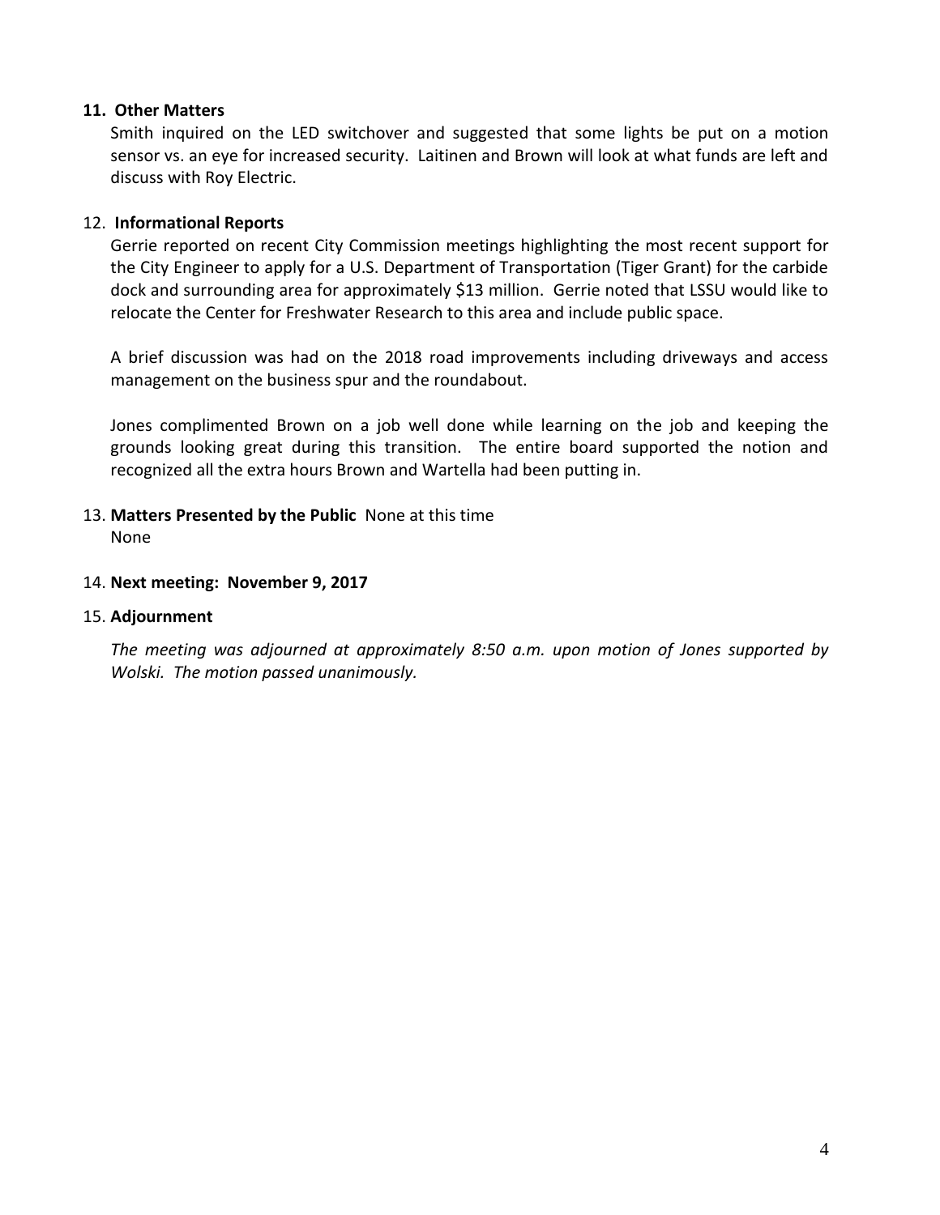**11. Other Matters**

Smith inquired on the LED switchover and suggested that some lights be put on a motion sensor vs. an eye for increased security. Laitinen and Brown will look at what funds are left and discuss with Roy Electric.

12. **Informational Reports**

Gerrie reported on recent City Commission meetings highlighting the most recent support for the City Engineer to apply for a U.S. Department of Transportation (Tiger Grant) for the carbide dock and surrounding area for approximately $13 million. Gerrie noted that LSSU would like to relocate the Center for Freshwater Research to this area and include public space.

A brief discussion was had on the 2018 road improvements including driveways and access management on the business spur and the roundabout.

Jones complimented Brown on a job well done while learning on the job and keeping the grounds looking great during this transition. The entire board supported the notion and recognized all the extra hours Brown and Wartella had been putting in.

13. **Matters Presented by the Public** None at this time

None

14. **Next meeting: November 9, 2017**

15. **Adjournment**

*The meeting was adjourned at approximately 8:50 a.m. upon motion of Jones supported by Wolski. The motion passed unanimously.*